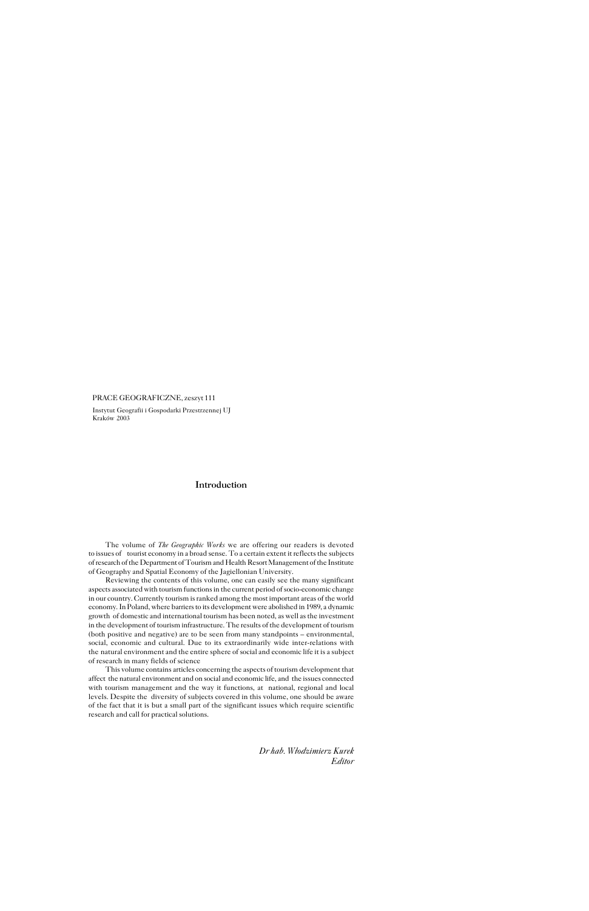PRACE GEOGRAFICZNE, zeszyt 111

Instytut Geografii i Gospodarki Przestrzennej UJ
Kraków 2003

# Introduction

The volume of *The Geographic Works* we are offering our readers is devoted to issues of tourist economy in a broad sense. To a certain extent it reflects the subjects of research of the Department of Tourism and Health Resort Management of the Institute of Geography and Spatial Economy of the Jagiellonian University.

Reviewing the contents of this volume, one can easily see the many significant aspects associated with tourism functions in the current period of socio-economic change in our country. Currently tourism is ranked among the most important areas of the world economy. In Poland, where barriers to its development were abolished in 1989, a dynamic growth of domestic and international tourism has been noted, as well as the investment in the development of tourism infrastructure. The results of the development of tourism (both positive and negative) are to be seen from many standpoints – environmental, social, economic and cultural. Due to its extraordinarily wide inter-relations with the natural environment and the entire sphere of social and economic life it is a subject of research in many fields of science

This volume contains articles concerning the aspects of tourism development that affect the natural environment and on social and economic life, and the issues connected with tourism management and the way it functions, at national, regional and local levels. Despite the diversity of subjects covered in this volume, one should be aware of the fact that it is but a small part of the significant issues which require scientific research and call for practical solutions.

*Dr hab. Włodzimierz Kurek*
*Editor*